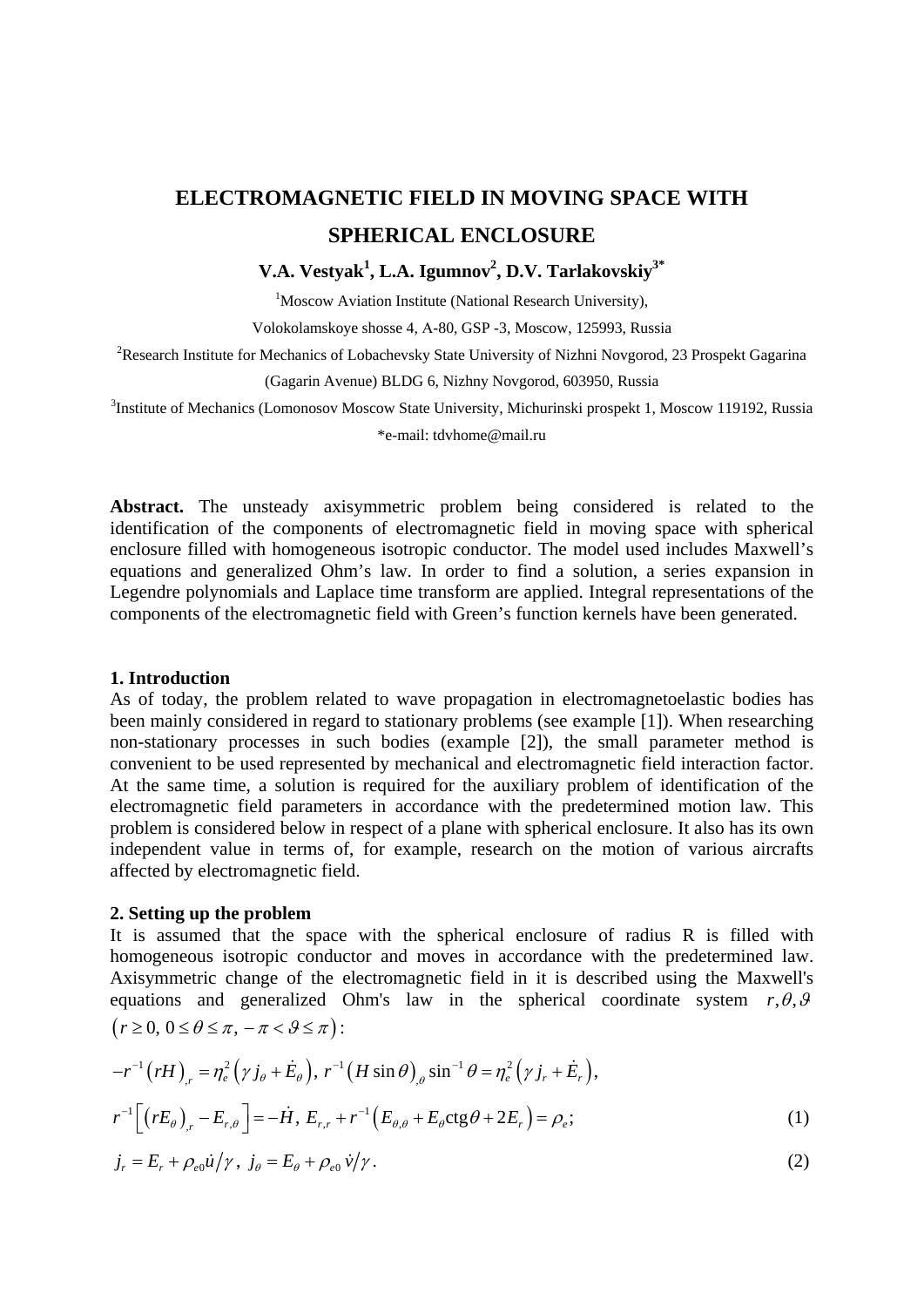# ELECTROMAGNETIC FIELD IN MOVING SPACE WITH SPHERICAL ENCLOSURE

**V.A. Vestyak[1], L.A. Igumnov[2], D.V. Tarlakovskiy[3*]**

[1]Moscow Aviation Institute (National Research University),

Volokolamskoye shosse 4, A-80, GSP -3, Moscow, 125993, Russia

[2]Research Institute for Mechanics of Lobachevsky State University of Nizhni Novgorod, 23 Prospekt Gagarina (Gagarin Avenue) BLDG 6, Nizhny Novgorod, 603950, Russia

[3]Institute of Mechanics (Lomonosov Moscow State University, Michurinski prospekt 1, Moscow 119192, Russia

*e-mail: tdvhome@mail.ru

**Abstract.** The unsteady axisymmetric problem being considered is related to the identification of the components of electromagnetic field in moving space with spherical enclosure filled with homogeneous isotropic conductor. The model used includes Maxwell's equations and generalized Ohm's law. In order to find a solution, a series expansion in Legendre polynomials and Laplace time transform are applied. Integral representations of the components of the electromagnetic field with Green's function kernels have been generated.

## 1. Introduction

As of today, the problem related to wave propagation in electromagnetoelastic bodies has been mainly considered in regard to stationary problems (see example [1]). When researching non-stationary processes in such bodies (example [2]), the small parameter method is convenient to be used represented by mechanical and electromagnetic field interaction factor. At the same time, a solution is required for the auxiliary problem of identification of the electromagnetic field parameters in accordance with the predetermined motion law. This problem is considered below in respect of a plane with spherical enclosure. It also has its own independent value in terms of, for example, research on the motion of various aircrafts affected by electromagnetic field.

## 2. Setting up the problem

It is assumed that the space with the spherical enclosure of radius R is filled with homogeneous isotropic conductor and moves in accordance with the predetermined law. Axisymmetric change of the electromagnetic field in it is described using the Maxwell's equations and generalized Ohm's law in the spherical coordinate system $r, \theta, \vartheta$ $\left(r \geq 0,\ 0 \leq \theta \leq \pi,\ -\pi < \vartheta \leq \pi\right)$:

$$-r^{-1}\left(rH\right)_{,r} = \eta_e^2\left(\gamma j_\theta + \dot{E}_\theta\right),\ r^{-1}\left(H\sin\theta\right)_{,\theta}\sin^{-1}\theta = \eta_e^2\left(\gamma j_r + \dot{E}_r\right),$$

$$r^{-1}\left[\left(rE_\theta\right)_{,r} - E_{r,\theta}\right] = -\dot{H},\ E_{r,r} + r^{-1}\left(E_{\theta,\theta} + E_\theta \operatorname{ctg}\theta + 2E_r\right) = \rho_e; \tag{1}$$

$$j_r = E_r + \rho_{e0}\dot{u}/\gamma,\ j_\theta = E_\theta + \rho_{e0}\,\dot{v}/\gamma. \tag{2}$$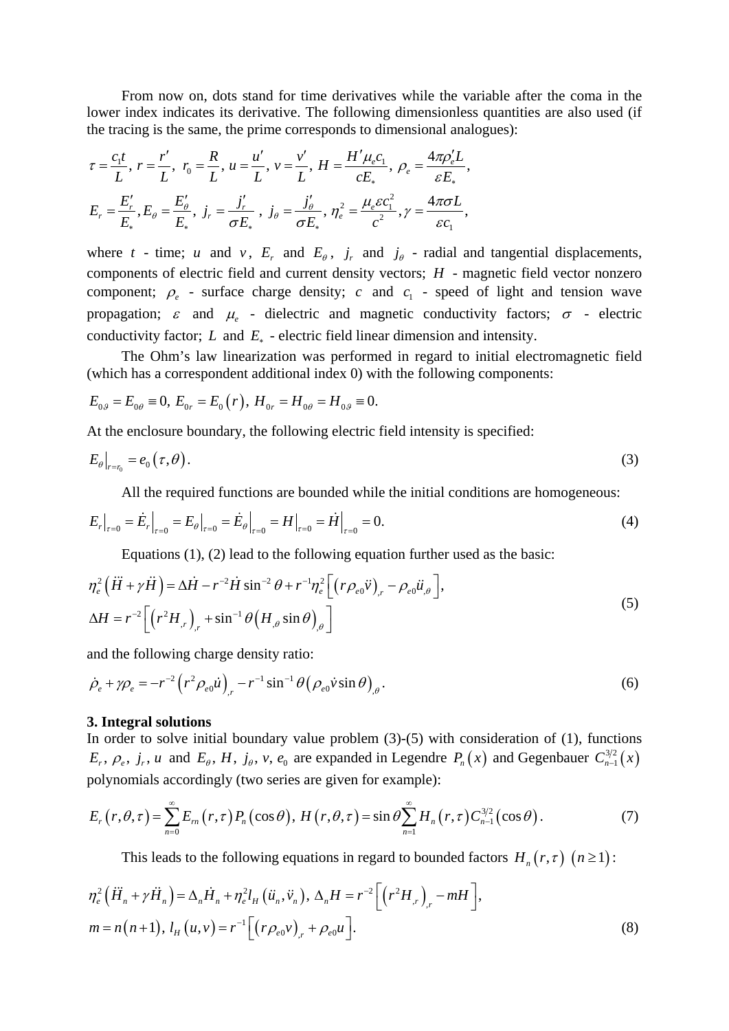From now on, dots stand for time derivatives while the variable after the coma in the lower index indicates its derivative. The following dimensionless quantities are also used (if the tracing is the same, the prime corresponds to dimensional analogues):

$$\tau = \frac{c_1 t}{L},\ r = \frac{r'}{L},\ r_0 = \frac{R}{L},\ u = \frac{u'}{L},\ v = \frac{v'}{L},\ H = \frac{H'\mu_e c_1}{cE_*},\ \rho_e = \frac{4\pi\rho_e' L}{\varepsilon E_*},$$
$$E_r = \frac{E_r'}{E_*}, E_\theta = \frac{E_\theta'}{E_*},\ j_r = \frac{j_r'}{\sigma E_*}\ ,\ j_\theta = \frac{j_\theta'}{\sigma E_*},\ \eta_e^2 = \frac{\mu_e \varepsilon c_1^2}{c^2}, \gamma = \frac{4\pi\sigma L}{\varepsilon c_1},$$

where $t$ - time; $u$ and $v$, $E_r$ and $E_\theta$, $j_r$ and $j_\theta$ - radial and tangential displacements, components of electric field and current density vectors; $H$ - magnetic field vector nonzero component; $\rho_e$ - surface charge density; $c$ and $c_1$ - speed of light and tension wave propagation; $\varepsilon$ and $\mu_e$ - dielectric and magnetic conductivity factors; $\sigma$ - electric conductivity factor; $L$ and $E_*$ - electric field linear dimension and intensity.

The Ohm's law linearization was performed in regard to initial electromagnetic field (which has a correspondent additional index 0) with the following components:

$$E_{0\vartheta} = E_{0\theta} \equiv 0,\ E_{0r} = E_0(r),\ H_{0r} = H_{0\theta} = H_{0\vartheta} \equiv 0.$$

At the enclosure boundary, the following electric field intensity is specified:

$$E_\theta\big|_{r=r_0} = e_0(\tau, \theta). \tag{3}$$

All the required functions are bounded while the initial conditions are homogeneous:

$$E_r\big|_{\tau=0} = \dot{E}_r\big|_{\tau=0} = E_\theta\big|_{\tau=0} = \dot{E}_\theta\big|_{\tau=0} = H\big|_{\tau=0} = \dot{H}\big|_{\tau=0} = 0. \tag{4}$$

Equations (1), (2) lead to the following equation further used as the basic:

$$\begin{aligned} &\eta_e^2\left(\dddot{H} + \gamma\ddot{H}\right) = \Delta\dot{H} - r^{-2}\dot{H}\sin^{-2}\theta + r^{-1}\eta_e^2\left[\left(r\rho_{e0}\dddot{v}\right)_{,r} - \rho_{e0}\dddot{u}_{,\theta}\right], \\ &\Delta H = r^{-2}\left[\left(r^2 H_{,r}\right)_{,r} + \sin^{-1}\theta\left(H_{,\theta}\sin\theta\right)_{,\theta}\right] \end{aligned} \tag{5}$$

and the following charge density ratio:

$$\dot{\rho}_e + \gamma\rho_e = -r^{-2}\left(r^2\rho_{e0}\dot{u}\right)_{,r} - r^{-1}\sin^{-1}\theta\left(\rho_{e0}\dot{v}\sin\theta\right)_{,\theta}. \tag{6}$$

### 3. Integral solutions

In order to solve initial boundary value problem (3)-(5) with consideration of (1), functions $E_r,\ \rho_e,\ j_r,\ u$ and $E_\theta,\ H,\ j_\theta,\ v,\ e_0$ are expanded in Legendre $P_n(x)$ and Gegenbauer $C_{n-1}^{3/2}(x)$ polynomials accordingly (two series are given for example):

$$E_r(r,\theta,\tau) = \sum_{n=0}^{\infty} E_{rn}(r,\tau) P_n(\cos\theta),\ H(r,\theta,\tau) = \sin\theta \sum_{n=1}^{\infty} H_n(r,\tau) C_{n-1}^{3/2}(\cos\theta). \tag{7}$$

This leads to the following equations in regard to bounded factors $H_n(r,\tau)\ (n \geq 1)$:

$$\begin{aligned} &\eta_e^2\left(\dddot{H}_n + \gamma\ddot{H}_n\right) = \Delta_n\dot{H}_n + \eta_e^2 l_H\left(\dddot{u}_n, \dddot{v}_n\right),\ \Delta_n H = r^{-2}\left[\left(r^2 H_{,r}\right)_{,r} - mH\right], \\ &m = n(n+1),\ l_H(u,v) = r^{-1}\left[\left(r\rho_{e0}v\right)_{,r} + \rho_{e0}u\right]. \end{aligned} \tag{8}$$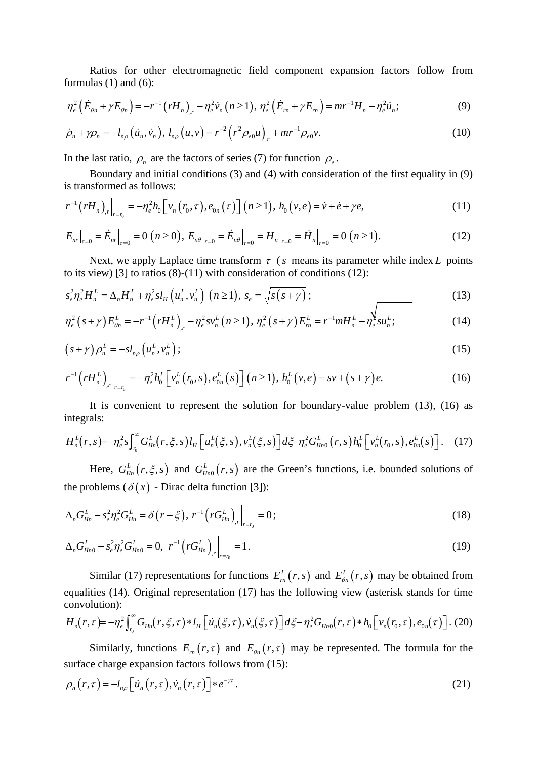Ratios for other electromagnetic field component expansion factors follow from formulas (1) and (6):

$$\eta_e^2\left(\dot{E}_{\theta n}+\gamma E_{\theta n}\right)=-r^{-1}\left(rH_n\right)_{,r}-\eta_e^2\dot{v}_n\;(n\geq 1),\;\eta_e^2\left(\dot{E}_{rn}+\gamma E_{rn}\right)=mr^{-1}H_n-\eta_e^2\dot{u}_n;\tag{9}$$

$$\dot{\rho}_n+\gamma\rho_n=-l_{n\rho}\left(\dot{u}_n,\dot{v}_n\right),\;l_{n\rho}\left(u,v\right)=r^{-2}\left(r^2\rho_{e0}u\right)_{,r}+mr^{-1}\rho_{e0}v.\tag{10}$$

In the last ratio, $\rho_n$ are the factors of series (7) for function $\rho_e$.

Boundary and initial conditions (3) and (4) with consideration of the first equality in (9) is transformed as follows:

$$r^{-1}\left(rH_n\right)_{,r}\Big|_{r=r_0}=-\eta_e^2h_0\left[v_n\left(r_0,\tau\right),e_{0n}\left(\tau\right)\right]\;(n\geq 1),\;h_0\left(v,e\right)=\dot{v}+\dot{e}+\gamma e,\tag{11}$$

$$E_{nr}\big|_{\tau=0}=\dot{E}_{nr}\big|_{\tau=0}=0\;(n\geq 0),\;E_{n\theta}\big|_{\tau=0}=\dot{E}_{n\theta}\big|_{\tau=0}=H_n\big|_{\tau=0}=\dot{H}_n\big|_{\tau=0}=0\;(n\geq 1).\tag{12}$$

Next, we apply Laplace time transform $\tau$ ($s$ means its parameter while index $L$ points to its view) [3] to ratios (8)-(11) with consideration of conditions (12):

$$s_e^2\eta_e^2H_n^L=\Delta_nH_n^L+\eta_e^2sl_H\left(u_n^L,v_n^L\right)\;(n\geq 1),\;s_e=\sqrt{s\left(s+\gamma\right)};\tag{13}$$

$$\eta_e^2\left(s+\gamma\right)E_{\theta n}^L=-r^{-1}\left(rH_n^L\right)_{,r}-\eta_e^2sv_n^L\;(n\geq 1),\;\eta_e^2\left(s+\gamma\right)E_{rn}^L=r^{-1}mH_n^L-\eta_e^2su_n^L;\tag{14}$$

$$\left(s+\gamma\right)\rho_n^L=-sl_{n\rho}\left(u_n^L,v_n^L\right);\tag{15}$$

$$r^{-1}\left(rH_n^L\right)_{,r}\Big|_{r=r_0}=-\eta_e^2h_0^L\left[v_n^L\left(r_0,s\right),e_{0n}^L\left(s\right)\right]\;(n\geq 1),\;h_0^L\left(v,e\right)=sv+\left(s+\gamma\right)e.\tag{16}$$

It is convenient to represent the solution for boundary-value problem (13), (16) as integrals:

$$H_n^L(r,s)=-\eta_e^2s\int_{r_0}^{\infty}G_{Hn}^L(r,\xi,s)\,l_H\left[u_n^L(\xi,s),v_n^L(\xi,s)\right]d\xi-\eta_e^2G_{Hn0}^L\left(r,s\right)h_0^L\left[v_n^L\left(r_0,s\right),e_{0n}^L\left(s\right)\right].\tag{17}$$

Here, $G_{Hn}^L\left(r,\xi,s\right)$ and $G_{Hn0}^L\left(r,s\right)$ are the Green's functions, i.e. bounded solutions of the problems ($\delta\left(x\right)$ - Dirac delta function [3]):

$$\Delta_nG_{Hn}^L-s_e^2\eta_e^2G_{Hn}^L=\delta\left(r-\xi\right),\;r^{-1}\left(rG_{Hn}^L\right)_{,r}\Big|_{r=r_0}=0;\tag{18}$$

$$\Delta_nG_{Hn0}^L-s_e^2\eta_e^2G_{Hn0}^L=0,\;r^{-1}\left(rG_{Hn}^L\right)_{,r}\Big|_{r=r_0}=1.\tag{19}$$

Similar (17) representations for functions $E_{rn}^L\left(r,s\right)$ and $E_{\theta n}^L\left(r,s\right)$ may be obtained from equalities (14). Original representation (17) has the following view (asterisk stands for time convolution):

$$H_n(r,\tau)=-\eta_e^2\int_{r_0}^{\infty}G_{Hn}(r,\xi,\tau)*l_H\left[\dot{u}_n(\xi,\tau),\dot{v}_n(\xi,\tau)\right]d\xi-\eta_e^2G_{Hn0}(r,\tau)*h_0\left[v_n(r_0,\tau),e_{0n}(\tau)\right].\tag{20}$$

Similarly, functions $E_{rn}\left(r,\tau\right)$ and $E_{\theta n}\left(r,\tau\right)$ may be represented. The formula for the surface charge expansion factors follows from (15):

$$\rho_n\left(r,\tau\right)=-l_{n\rho}\left[\dot{u}_n\left(r,\tau\right),\dot{v}_n\left(r,\tau\right)\right]*e^{-\gamma\tau}.\tag{21}$$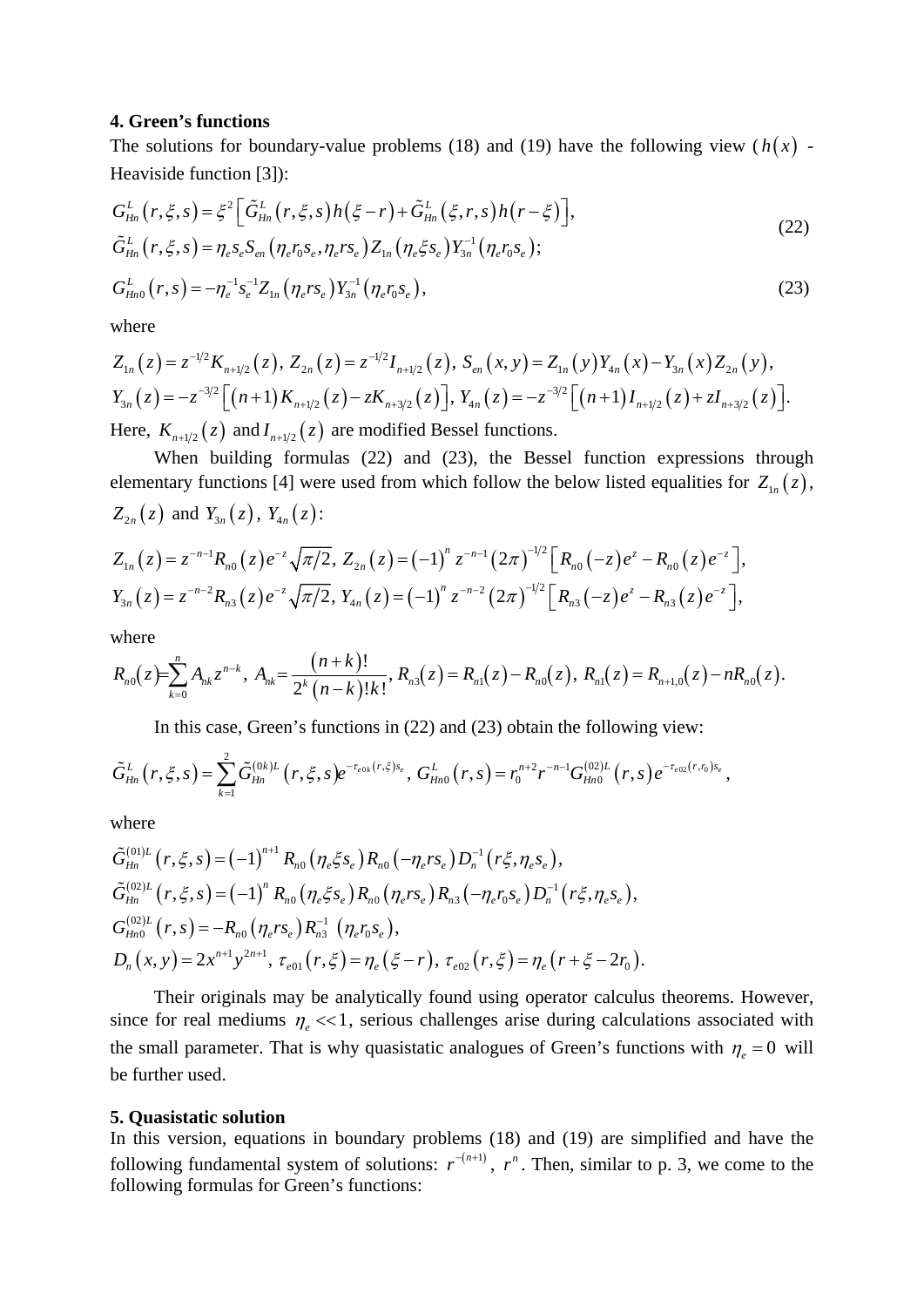### 4. Green's functions

The solutions for boundary-value problems (18) and (19) have the following view ($h(x)$ - Heaviside function [3]):

$$
\begin{aligned}
&G_{Hn}^{L}(r,\xi,s)=\xi^{2}\left[\tilde{G}_{Hn}^{L}(r,\xi,s)h(\xi-r)+\tilde{G}_{Hn}^{L}(\xi,r,s)h(r-\xi)\right],\\
&\tilde{G}_{Hn}^{L}(r,\xi,s)=\eta_e s_e S_{en}(\eta_e r_0 s_e,\eta_e r s_e)Z_{1n}(\eta_e\xi s_e)Y_{3n}^{-1}(\eta_e r_0 s_e);
\end{aligned}
\tag{22}
$$

$$
G_{Hn0}^{L}(r,s)=-\eta_e^{-1}s_e^{-1}Z_{1n}(\eta_e r s_e)Y_{3n}^{-1}(\eta_e r_0 s_e),
\tag{23}
$$

where

$$
Z_{1n}(z)=z^{-1/2}K_{n+1/2}(z),\; Z_{2n}(z)=z^{-1/2}I_{n+1/2}(z),\; S_{en}(x,y)=Z_{1n}(y)Y_{4n}(x)-Y_{3n}(x)Z_{2n}(y),
$$

$$
Y_{3n}(z)=-z^{-3/2}\left[(n+1)K_{n+1/2}(z)-zK_{n+3/2}(z)\right],\; Y_{4n}(z)=-z^{-3/2}\left[(n+1)I_{n+1/2}(z)+zI_{n+3/2}(z)\right].
$$

Here, $K_{n+1/2}(z)$ and $I_{n+1/2}(z)$ are modified Bessel functions.

When building formulas (22) and (23), the Bessel function expressions through elementary functions [4] were used from which follow the below listed equalities for $Z_{1n}(z)$, $Z_{2n}(z)$ and $Y_{3n}(z)$, $Y_{4n}(z)$:

$$
Z_{1n}(z)=z^{-n-1}R_{n0}(z)e^{-z}\sqrt{\pi/2},\; Z_{2n}(z)=(-1)^{n}z^{-n-1}(2\pi)^{-1/2}\left[R_{n0}(-z)e^{z}-R_{n0}(z)e^{-z}\right],
$$

$$
Y_{3n}(z)=z^{-n-2}R_{n3}(z)e^{-z}\sqrt{\pi/2},\; Y_{4n}(z)=(-1)^{n}z^{-n-2}(2\pi)^{-1/2}\left[R_{n3}(-z)e^{z}-R_{n3}(z)e^{-z}\right],
$$

where

$$
R_{n0}(z)=\sum_{k=0}^{n}A_{nk}z^{n-k},\; A_{nk}=\frac{(n+k)!}{2^{k}(n-k)!k!},\; R_{n3}(z)=R_{n1}(z)-R_{n0}(z),\; R_{n1}(z)=R_{n+1,0}(z)-nR_{n0}(z).
$$

In this case, Green's functions in (22) and (23) obtain the following view:

$$
\tilde{G}_{Hn}^{L}(r,\xi,s)=\sum_{k=1}^{2}\tilde{G}_{Hn}^{(0k)L}(r,\xi,s)e^{-\tau_{e0k}(r,\xi)s_e},\; G_{Hn0}^{L}(r,s)=r_0^{n+2}r^{-n-1}G_{Hn0}^{(02)L}(r,s)e^{-\tau_{e02}(r,r_0)s_e},
$$

where

$$
\begin{aligned}
&\tilde{G}_{Hn}^{(01)L}(r,\xi,s)=(-1)^{n+1}R_{n0}(\eta_e\xi s_e)R_{n0}(-\eta_e r s_e)D_n^{-1}(r\xi,\eta_e s_e),\\
&\tilde{G}_{Hn}^{(02)L}(r,\xi,s)=(-1)^{n}R_{n0}(\eta_e\xi s_e)R_{n0}(\eta_e r s_e)R_{n3}(-\eta_e r_0 s_e)D_n^{-1}(r\xi,\eta_e s_e),\\
&G_{Hn0}^{(02)L}(r,s)=-R_{n0}(\eta_e r s_e)R_{n3}^{-1}(\eta_e r_0 s_e),\\
&D_n(x,y)=2x^{n+1}y^{2n+1},\; \tau_{e01}(r,\xi)=\eta_e(\xi-r),\; \tau_{e02}(r,\xi)=\eta_e(r+\xi-2r_0).
\end{aligned}
$$

Their originals may be analytically found using operator calculus theorems. However, since for real mediums $\eta_e \ll 1$, serious challenges arise during calculations associated with the small parameter. That is why quasistatic analogues of Green's functions with $\eta_e = 0$ will be further used.

### 5. Quasistatic solution

In this version, equations in boundary problems (18) and (19) are simplified and have the following fundamental system of solutions: $r^{-(n+1)}$, $r^{n}$. Then, similar to p. 3, we come to the following formulas for Green's functions: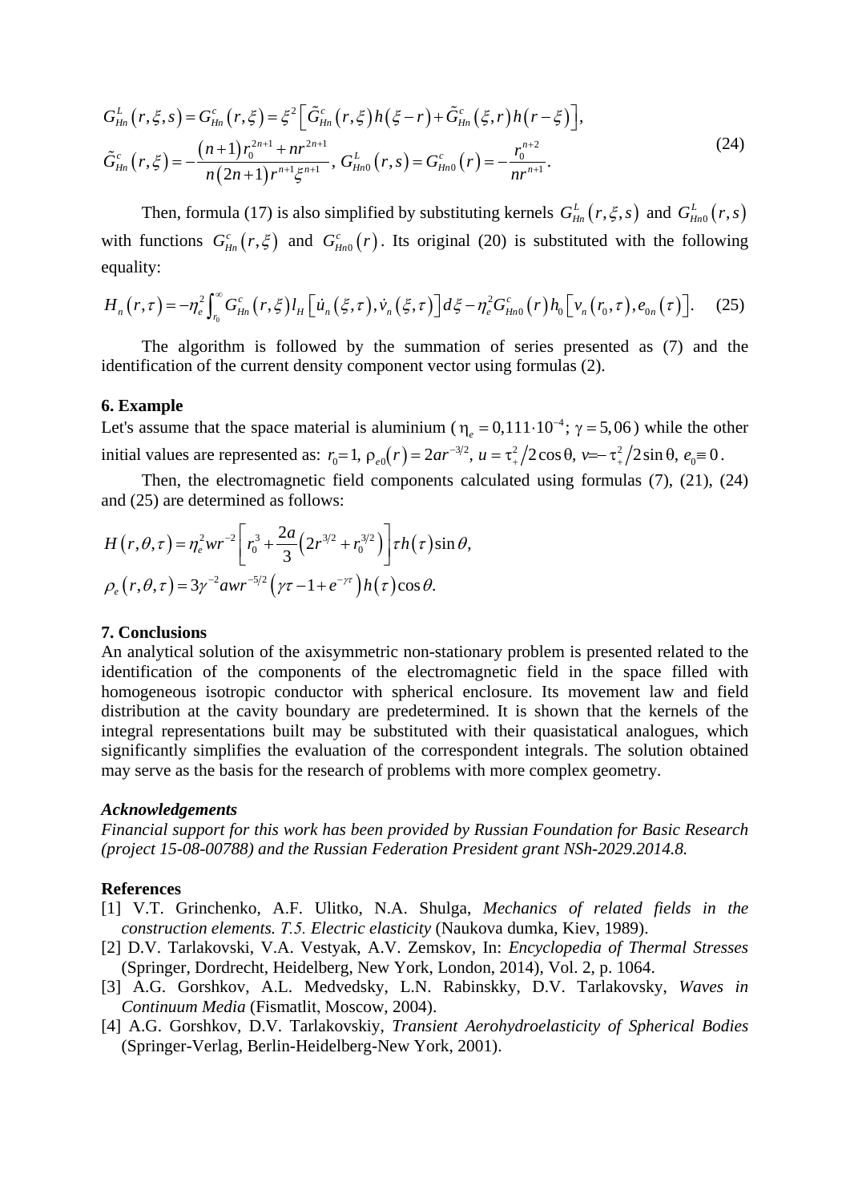$$G_{Hn}^{L}(r,\xi,s) = G_{Hn}^{c}(r,\xi) = \xi^2\left[\tilde{G}_{Hn}^{c}(r,\xi)h(\xi - r) + \tilde{G}_{Hn}^{c}(\xi,r)h(r-\xi)\right],$$
$$\tilde{G}_{Hn}^{c}(r,\xi) = -\frac{(n+1)r_0^{2n+1} + nr^{2n+1}}{n(2n+1)r^{n+1}\xi^{n+1}},\ G_{Hn0}^{L}(r,s) = G_{Hn0}^{c}(r) = -\frac{r_0^{n+2}}{nr^{n+1}}. \tag{24}$$

Then, formula (17) is also simplified by substituting kernels $G_{Hn}^{L}(r,\xi,s)$ and $G_{Hn0}^{L}(r,s)$ with functions $G_{Hn}^{c}(r,\xi)$ and $G_{Hn0}^{c}(r)$. Its original (20) is substituted with the following equality:

$$H_n(r,\tau) = -\eta_e^2\int_{r_0}^{\infty} G_{Hn}^{c}(r,\xi)l_H\left[\dot{u}_n(\xi,\tau),\dot{v}_n(\xi,\tau)\right]d\xi - \eta_e^2 G_{Hn0}^{c}(r)h_0\left[v_n(r_0,\tau),e_{0n}(\tau)\right]. \tag{25}$$

The algorithm is followed by the summation of series presented as (7) and the identification of the current density component vector using formulas (2).

## 6. Example

Let's assume that the space material is aluminium ($\eta_e = 0{,}111\cdot 10^{-4}$; $\gamma = 5{,}06$) while the other initial values are represented as: $r_0 = 1$, $\rho_{e0}(r) = 2ar^{-3/2}$, $u = \tau_+^2/2\cos\theta$, $v = -\tau_+^2/2\sin\theta$, $e_0 \equiv 0$.

Then, the electromagnetic field components calculated using formulas (7), (21), (24) and (25) are determined as follows:

$$H(r,\theta,\tau) = \eta_e^2 wr^{-2}\left[r_0^3 + \frac{2a}{3}\left(2r^{3/2} + r_0^{3/2}\right)\right]\tau h(\tau)\sin\theta,$$
$$\rho_e(r,\theta,\tau) = 3\gamma^{-2}awr^{-5/2}\left(\gamma\tau - 1 + e^{-\gamma\tau}\right)h(\tau)\cos\theta.$$

## 7. Conclusions

An analytical solution of the axisymmetric non-stationary problem is presented related to the identification of the components of the electromagnetic field in the space filled with homogeneous isotropic conductor with spherical enclosure. Its movement law and field distribution at the cavity boundary are predetermined. It is shown that the kernels of the integral representations built may be substituted with their quasistatical analogues, which significantly simplifies the evaluation of the correspondent integrals. The solution obtained may serve as the basis for the research of problems with more complex geometry.

### *Acknowledgements*

*Financial support for this work has been provided by Russian Foundation for Basic Research (project 15-08-00788) and the Russian Federation President grant NSh-2029.2014.8.*

## References

[1] V.T. Grinchenko, A.F. Ulitko, N.A. Shulga, *Mechanics of related fields in the construction elements. T.5. Electric elasticity* (Naukova dumka, Kiev, 1989).

[2] D.V. Tarlakovski, V.A. Vestyak, A.V. Zemskov, In: *Encyclopedia of Thermal Stresses* (Springer, Dordrecht, Heidelberg, New York, London, 2014), Vol. 2, p. 1064.

[3] A.G. Gorshkov, A.L. Medvedsky, L.N. Rabinskky, D.V. Tarlakovsky, *Waves in Continuum Media* (Fismatlit, Moscow, 2004).

[4] A.G. Gorshkov, D.V. Tarlakovskiy, *Transient Aerohydroelasticity of Spherical Bodies* (Springer-Verlag, Berlin-Heidelberg-New York, 2001).